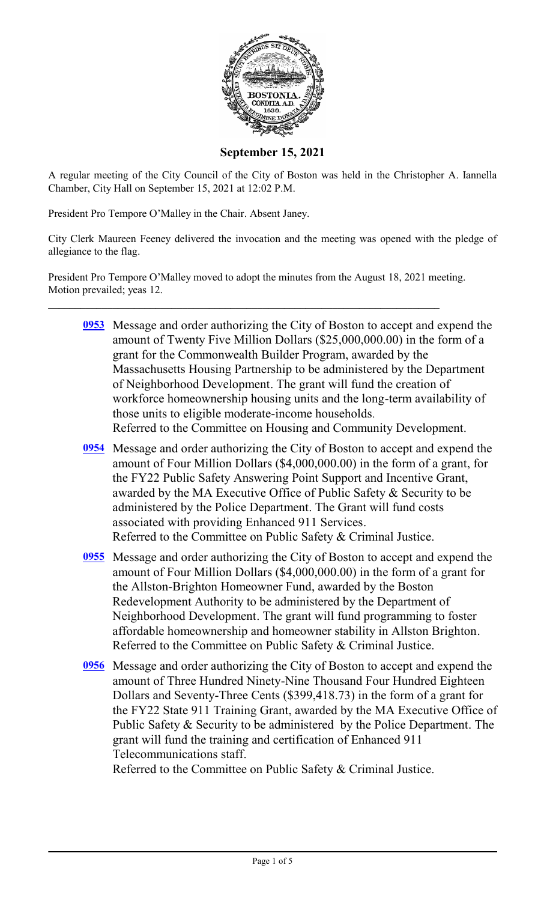# September 15, 2021

A regular meeting of the City Council of the City of Boston was held in the Christopher A. Iannella Chamber, City Hall on September 15, 2021 at 12:02 P.M.

President Pro Tempore O'Malley in the Chair. Absent Janey.

City Clerk Maureen Feeney delivered the invocation and the meeting was opened with the pledge of allegiance to the flag.

President Pro Tempore O'Malley moved to adopt the minutes from the August 18, 2021 meeting. Motion prevailed; yeas 12.

---

**0953** Message and order authorizing the City of Boston to accept and expend the amount of Twenty Five Million Dollars ($25,000,000.00) in the form of a grant for the Commonwealth Builder Program, awarded by the Massachusetts Housing Partnership to be administered by the Department of Neighborhood Development. The grant will fund the creation of workforce homeownership housing units and the long-term availability of those units to eligible moderate-income households.
Referred to the Committee on Housing and Community Development.

**0954** Message and order authorizing the City of Boston to accept and expend the amount of Four Million Dollars ($4,000,000.00) in the form of a grant, for the FY22 Public Safety Answering Point Support and Incentive Grant, awarded by the MA Executive Office of Public Safety & Security to be administered by the Police Department. The Grant will fund costs associated with providing Enhanced 911 Services.
Referred to the Committee on Public Safety & Criminal Justice.

**0955** Message and order authorizing the City of Boston to accept and expend the amount of Four Million Dollars ($4,000,000.00) in the form of a grant for the Allston-Brighton Homeowner Fund, awarded by the Boston Redevelopment Authority to be administered by the Department of Neighborhood Development. The grant will fund programming to foster affordable homeownership and homeowner stability in Allston Brighton.
Referred to the Committee on Public Safety & Criminal Justice.

**0956** Message and order authorizing the City of Boston to accept and expend the amount of Three Hundred Ninety-Nine Thousand Four Hundred Eighteen Dollars and Seventy-Three Cents ($399,418.73) in the form of a grant for the FY22 State 911 Training Grant, awarded by the MA Executive Office of Public Safety & Security to be administered by the Police Department. The grant will fund the training and certification of Enhanced 911 Telecommunications staff.
Referred to the Committee on Public Safety & Criminal Justice.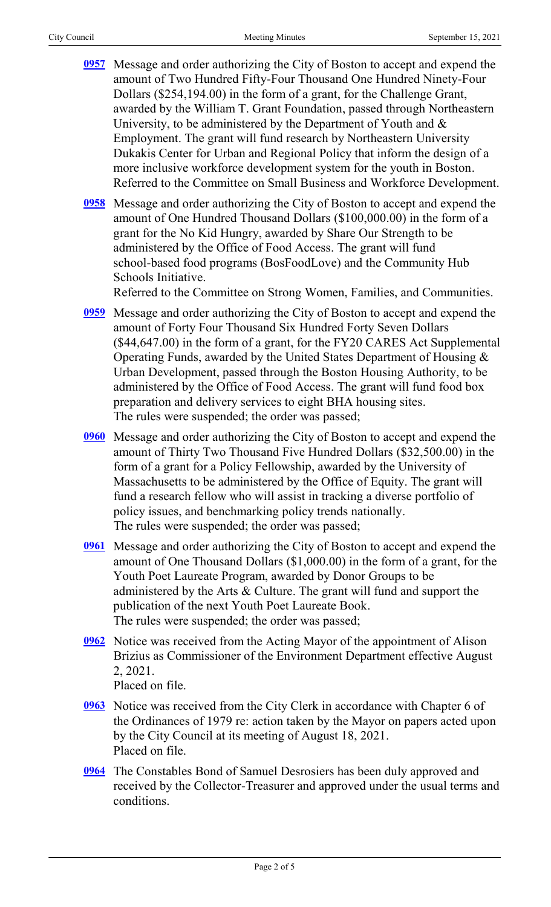**0957** Message and order authorizing the City of Boston to accept and expend the amount of Two Hundred Fifty-Four Thousand One Hundred Ninety-Four Dollars ($254,194.00) in the form of a grant, for the Challenge Grant, awarded by the William T. Grant Foundation, passed through Northeastern University, to be administered by the Department of Youth and & Employment. The grant will fund research by Northeastern University Dukakis Center for Urban and Regional Policy that inform the design of a more inclusive workforce development system for the youth in Boston.
Referred to the Committee on Small Business and Workforce Development.

**0958** Message and order authorizing the City of Boston to accept and expend the amount of One Hundred Thousand Dollars ($100,000.00) in the form of a grant for the No Kid Hungry, awarded by Share Our Strength to be administered by the Office of Food Access. The grant will fund school-based food programs (BosFoodLove) and the Community Hub Schools Initiative.
Referred to the Committee on Strong Women, Families, and Communities.

**0959** Message and order authorizing the City of Boston to accept and expend the amount of Forty Four Thousand Six Hundred Forty Seven Dollars ($44,647.00) in the form of a grant, for the FY20 CARES Act Supplemental Operating Funds, awarded by the United States Department of Housing & Urban Development, passed through the Boston Housing Authority, to be administered by the Office of Food Access. The grant will fund food box preparation and delivery services to eight BHA housing sites.
The rules were suspended; the order was passed;

**0960** Message and order authorizing the City of Boston to accept and expend the amount of Thirty Two Thousand Five Hundred Dollars ($32,500.00) in the form of a grant for a Policy Fellowship, awarded by the University of Massachusetts to be administered by the Office of Equity. The grant will fund a research fellow who will assist in tracking a diverse portfolio of policy issues, and benchmarking policy trends nationally.
The rules were suspended; the order was passed;

**0961** Message and order authorizing the City of Boston to accept and expend the amount of One Thousand Dollars ($1,000.00) in the form of a grant, for the Youth Poet Laureate Program, awarded by Donor Groups to be administered by the Arts & Culture. The grant will fund and support the publication of the next Youth Poet Laureate Book.
The rules were suspended; the order was passed;

**0962** Notice was received from the Acting Mayor of the appointment of Alison Brizius as Commissioner of the Environment Department effective August 2, 2021.
Placed on file.

**0963** Notice was received from the City Clerk in accordance with Chapter 6 of the Ordinances of 1979 re: action taken by the Mayor on papers acted upon by the City Council at its meeting of August 18, 2021.
Placed on file.

**0964** The Constables Bond of Samuel Desrosiers has been duly approved and received by the Collector-Treasurer and approved under the usual terms and conditions.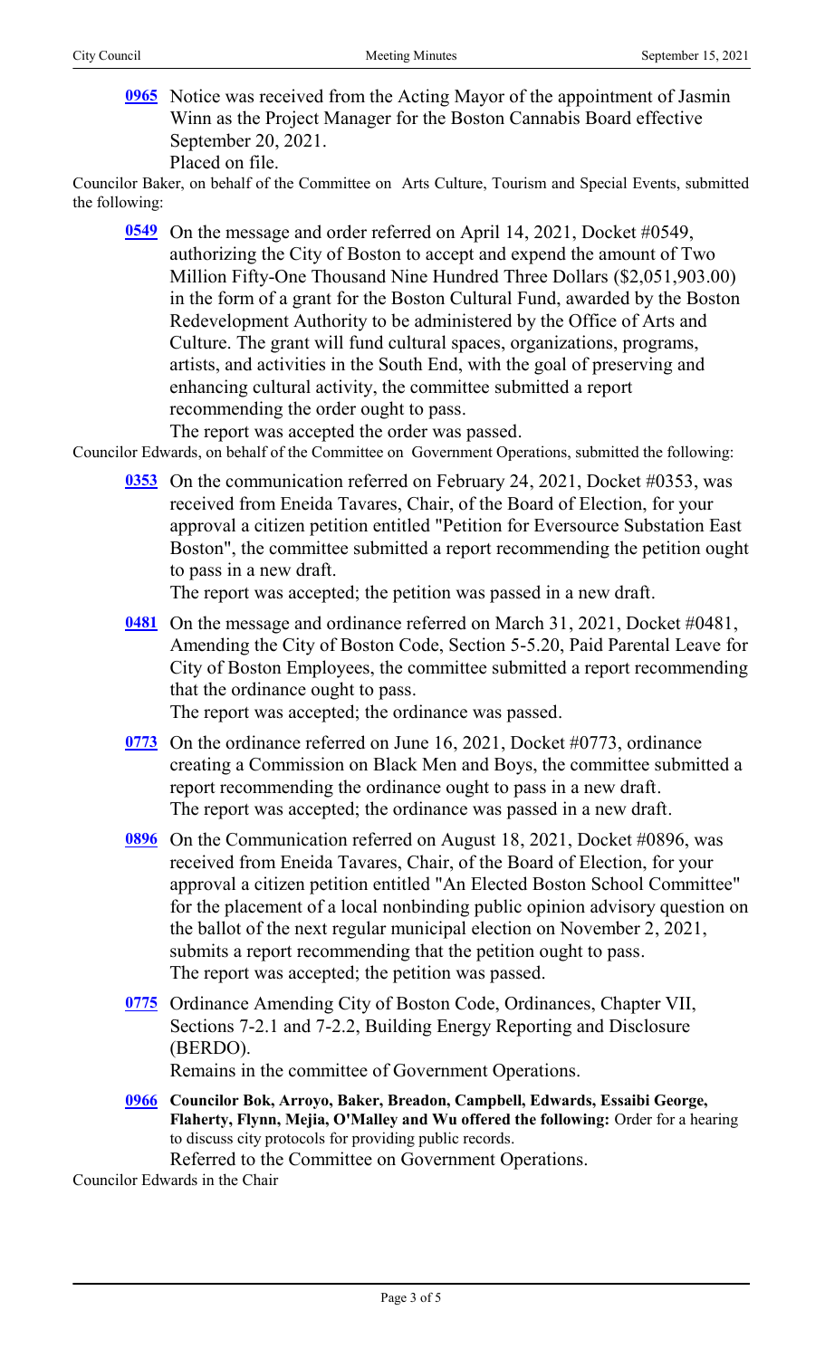**0965** Notice was received from the Acting Mayor of the appointment of Jasmin Winn as the Project Manager for the Boston Cannabis Board effective September 20, 2021.
Placed on file.

Councilor Baker, on behalf of the Committee on Arts Culture, Tourism and Special Events, submitted the following:

**0549** On the message and order referred on April 14, 2021, Docket #0549, authorizing the City of Boston to accept and expend the amount of Two Million Fifty-One Thousand Nine Hundred Three Dollars ($2,051,903.00) in the form of a grant for the Boston Cultural Fund, awarded by the Boston Redevelopment Authority to be administered by the Office of Arts and Culture. The grant will fund cultural spaces, organizations, programs, artists, and activities in the South End, with the goal of preserving and enhancing cultural activity, the committee submitted a report recommending the order ought to pass.
The report was accepted the order was passed.

Councilor Edwards, on behalf of the Committee on Government Operations, submitted the following:

**0353** On the communication referred on February 24, 2021, Docket #0353, was received from Eneida Tavares, Chair, of the Board of Election, for your approval a citizen petition entitled "Petition for Eversource Substation East Boston", the committee submitted a report recommending the petition ought to pass in a new draft.
The report was accepted; the petition was passed in a new draft.

**0481** On the message and ordinance referred on March 31, 2021, Docket #0481, Amending the City of Boston Code, Section 5-5.20, Paid Parental Leave for City of Boston Employees, the committee submitted a report recommending that the ordinance ought to pass.
The report was accepted; the ordinance was passed.

**0773** On the ordinance referred on June 16, 2021, Docket #0773, ordinance creating a Commission on Black Men and Boys, the committee submitted a report recommending the ordinance ought to pass in a new draft.
The report was accepted; the ordinance was passed in a new draft.

**0896** On the Communication referred on August 18, 2021, Docket #0896, was received from Eneida Tavares, Chair, of the Board of Election, for your approval a citizen petition entitled "An Elected Boston School Committee" for the placement of a local nonbinding public opinion advisory question on the ballot of the next regular municipal election on November 2, 2021, submits a report recommending that the petition ought to pass.
The report was accepted; the petition was passed.

**0775** Ordinance Amending City of Boston Code, Ordinances, Chapter VII, Sections 7-2.1 and 7-2.2, Building Energy Reporting and Disclosure (BERDO).
Remains in the committee of Government Operations.

**0966** **Councilor Bok, Arroyo, Baker, Breadon, Campbell, Edwards, Essaibi George, Flaherty, Flynn, Mejia, O'Malley and Wu offered the following:** Order for a hearing to discuss city protocols for providing public records.
Referred to the Committee on Government Operations.

Councilor Edwards in the Chair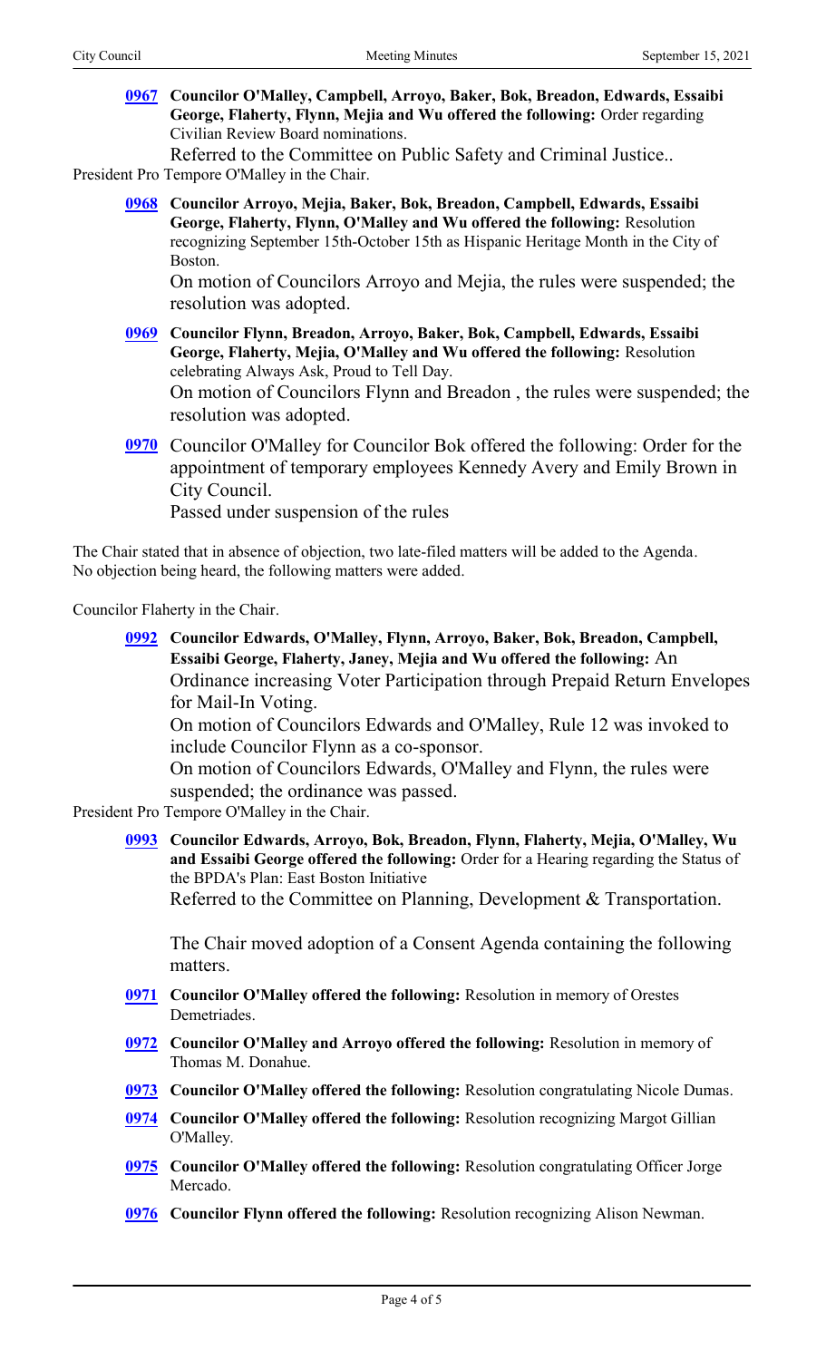**0967** **Councilor O'Malley, Campbell, Arroyo, Baker, Bok, Breadon, Edwards, Essaibi George, Flaherty, Flynn, Mejia and Wu offered the following:** Order regarding Civilian Review Board nominations.

Referred to the Committee on Public Safety and Criminal Justice..

President Pro Tempore O'Malley in the Chair.

**0968** **Councilor Arroyo, Mejia, Baker, Bok, Breadon, Campbell, Edwards, Essaibi George, Flaherty, Flynn, O'Malley and Wu offered the following:** Resolution recognizing September 15th-October 15th as Hispanic Heritage Month in the City of Boston.

On motion of Councilors Arroyo and Mejia, the rules were suspended; the resolution was adopted.

**0969** **Councilor Flynn, Breadon, Arroyo, Baker, Bok, Campbell, Edwards, Essaibi George, Flaherty, Mejia, O'Malley and Wu offered the following:** Resolution celebrating Always Ask, Proud to Tell Day.

On motion of Councilors Flynn and Breadon , the rules were suspended; the resolution was adopted.

**0970** Councilor O'Malley for Councilor Bok offered the following: Order for the appointment of temporary employees Kennedy Avery and Emily Brown in City Council.

Passed under suspension of the rules

The Chair stated that in absence of objection, two late-filed matters will be added to the Agenda. No objection being heard, the following matters were added.

Councilor Flaherty in the Chair.

**0992** **Councilor Edwards, O'Malley, Flynn, Arroyo, Baker, Bok, Breadon, Campbell, Essaibi George, Flaherty, Janey, Mejia and Wu offered the following:** An Ordinance increasing Voter Participation through Prepaid Return Envelopes for Mail-In Voting.

On motion of Councilors Edwards and O'Malley, Rule 12 was invoked to include Councilor Flynn as a co-sponsor.

On motion of Councilors Edwards, O'Malley and Flynn, the rules were suspended; the ordinance was passed.

President Pro Tempore O'Malley in the Chair.

**0993** **Councilor Edwards, Arroyo, Bok, Breadon, Flynn, Flaherty, Mejia, O'Malley, Wu and Essaibi George offered the following:** Order for a Hearing regarding the Status of the BPDA's Plan: East Boston Initiative

Referred to the Committee on Planning, Development & Transportation.

The Chair moved adoption of a Consent Agenda containing the following matters.

**0971** **Councilor O'Malley offered the following:** Resolution in memory of Orestes Demetriades.

**0972** **Councilor O'Malley and Arroyo offered the following:** Resolution in memory of Thomas M. Donahue.

**0973** **Councilor O'Malley offered the following:** Resolution congratulating Nicole Dumas.

**0974** **Councilor O'Malley offered the following:** Resolution recognizing Margot Gillian O'Malley.

**0975** **Councilor O'Malley offered the following:** Resolution congratulating Officer Jorge Mercado.

**0976** **Councilor Flynn offered the following:** Resolution recognizing Alison Newman.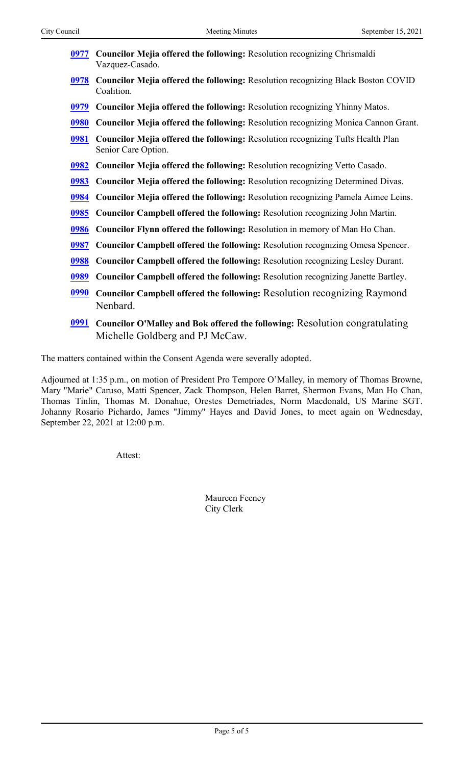**0977** **Councilor Mejia offered the following:** Resolution recognizing Chrismaldi Vazquez-Casado.

**0978** **Councilor Mejia offered the following:** Resolution recognizing Black Boston COVID Coalition.

**0979** **Councilor Mejia offered the following:** Resolution recognizing Yhinny Matos.

**0980** **Councilor Mejia offered the following:** Resolution recognizing Monica Cannon Grant.

**0981** **Councilor Mejia offered the following:** Resolution recognizing Tufts Health Plan Senior Care Option.

**0982** **Councilor Mejia offered the following:** Resolution recognizing Vetto Casado.

**0983** **Councilor Mejia offered the following:** Resolution recognizing Determined Divas.

**0984** **Councilor Mejia offered the following:** Resolution recognizing Pamela Aimee Leins.

**0985** **Councilor Campbell offered the following:** Resolution recognizing John Martin.

**0986** **Councilor Flynn offered the following:** Resolution in memory of Man Ho Chan.

**0987** **Councilor Campbell offered the following:** Resolution recognizing Omesa Spencer.

**0988** **Councilor Campbell offered the following:** Resolution recognizing Lesley Durant.

**0989** **Councilor Campbell offered the following:** Resolution recognizing Janette Bartley.

**0990** **Councilor Campbell offered the following:** Resolution recognizing Raymond Nenbard.

**0991** **Councilor O'Malley and Bok offered the following:** Resolution congratulating Michelle Goldberg and PJ McCaw.

The matters contained within the Consent Agenda were severally adopted.

Adjourned at 1:35 p.m., on motion of President Pro Tempore O'Malley, in memory of Thomas Browne, Mary "Marie" Caruso, Matti Spencer, Zack Thompson, Helen Barret, Shermon Evans, Man Ho Chan, Thomas Tinlin, Thomas M. Donahue, Orestes Demetriades, Norm Macdonald, US Marine SGT. Johanny Rosario Pichardo, James "Jimmy" Hayes and David Jones, to meet again on Wednesday, September 22, 2021 at 12:00 p.m.

Attest:

Maureen Feeney
City Clerk